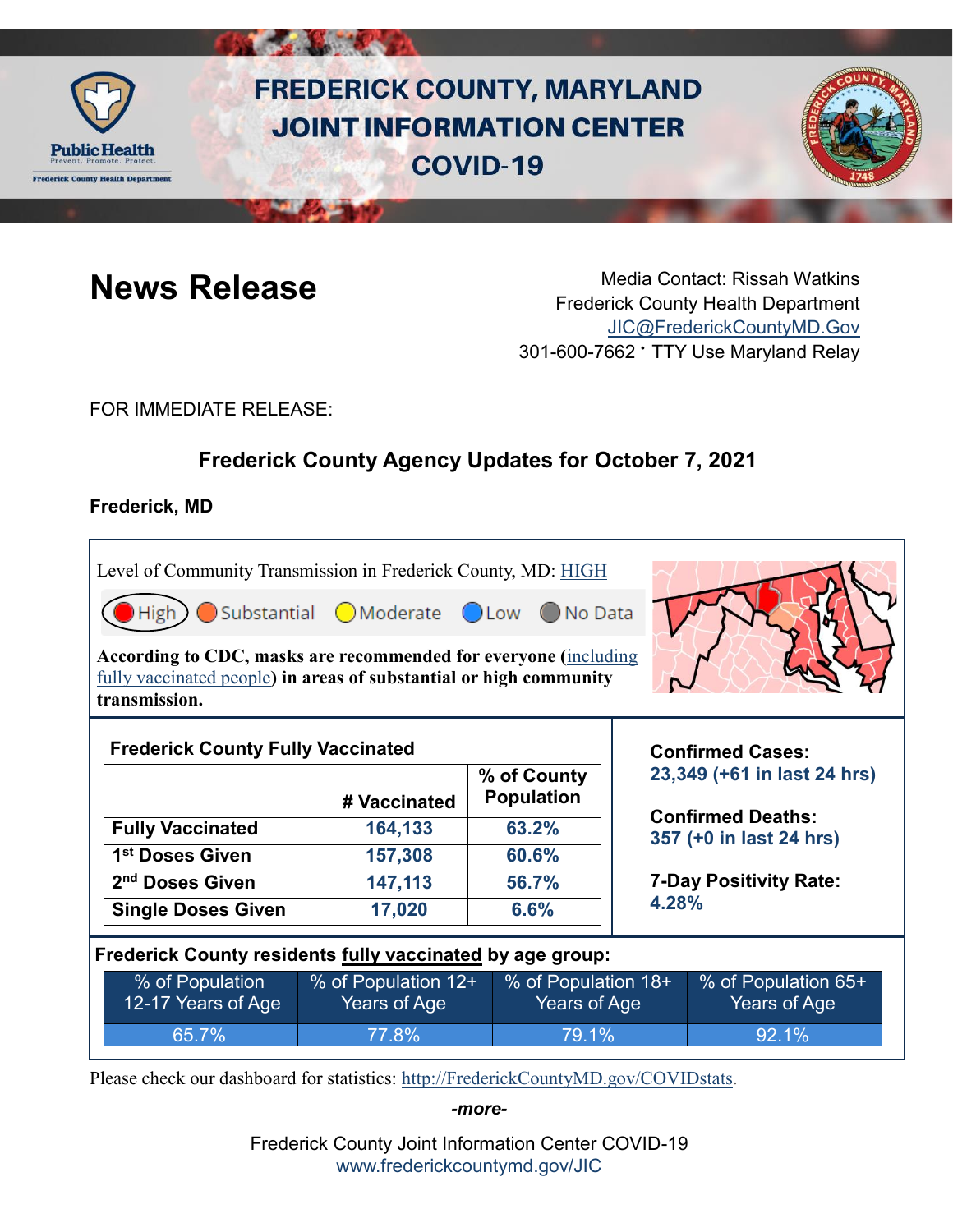# FREDERICK COUNTY, MARYLAND JOINT INFORMATION CENTER COVID-19

## News Release

Media Contact: Rissah Watkins
Frederick County Health Department
JIC@FrederickCountyMD.Gov
301-600-7662 · TTY Use Maryland Relay

FOR IMMEDIATE RELEASE:

### Frederick County Agency Updates for October 7, 2021

**Frederick, MD**

Level of Community Transmission in Frederick County, MD: HIGH

High | Substantial | Moderate | Low | No Data

**According to CDC, masks are recommended for everyone (including fully vaccinated people) in areas of substantial or high community transmission.**

**Frederick County Fully Vaccinated**

| | # Vaccinated | % of County Population |
|---|---|---|
| **Fully Vaccinated** | **164,133** | **63.2%** |
| **1st Doses Given** | **157,308** | **60.6%** |
| **2nd Doses Given** | **147,113** | **56.7%** |
| **Single Doses Given** | **17,020** | **6.6%** |

**Confirmed Cases:**
**23,349 (+61 in last 24 hrs)**

**Confirmed Deaths:**
**357 (+0 in last 24 hrs)**

**7-Day Positivity Rate:**
**4.28%**

**Frederick County residents fully vaccinated by age group:**

| % of Population 12-17 Years of Age | % of Population 12+ Years of Age | % of Population 18+ Years of Age | % of Population 65+ Years of Age |
|---|---|---|---|
| 65.7% | 77.8% | 79.1% | 92.1% |

Please check our dashboard for statistics: http://FrederickCountyMD.gov/COVIDstats.

*-more-*

Frederick County Joint Information Center COVID-19
www.frederickcountymd.gov/JIC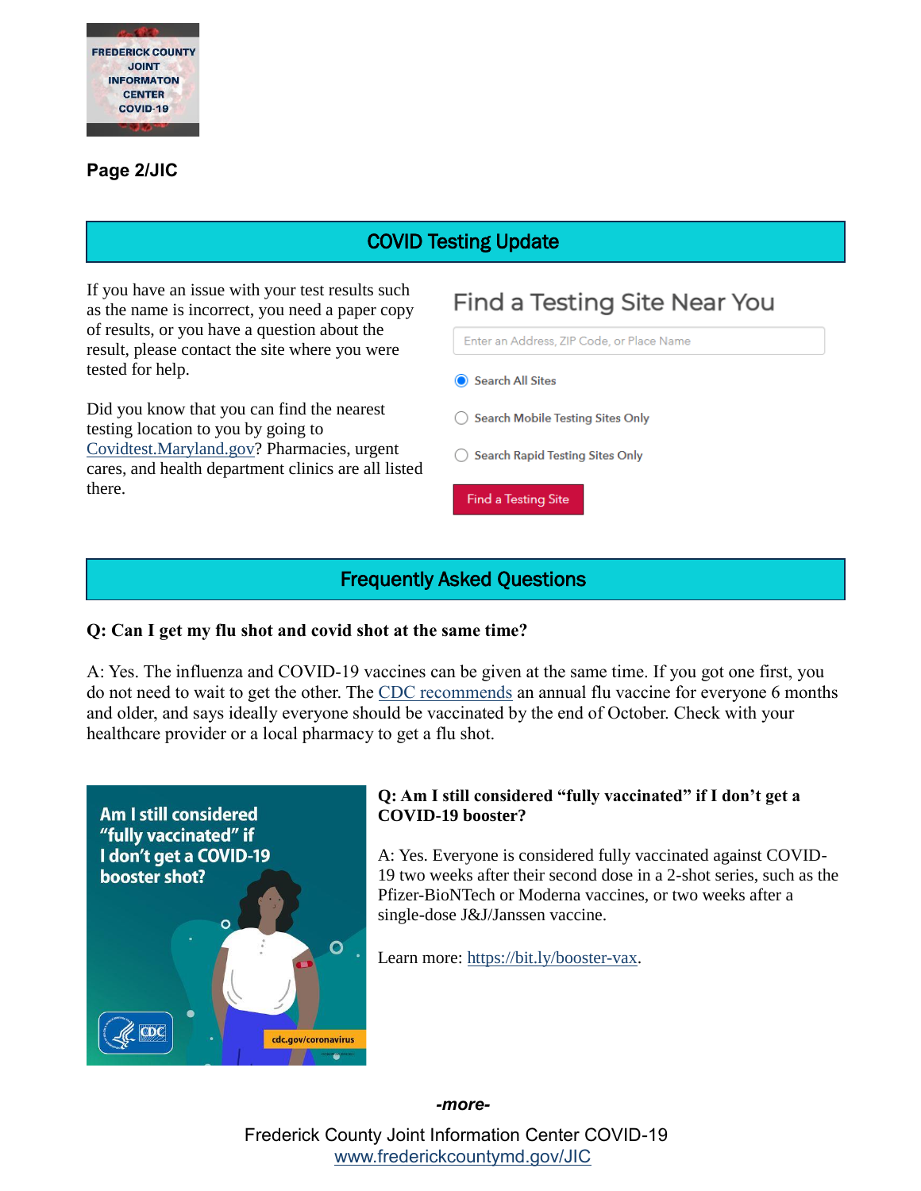## COVID Testing Update

If you have an issue with your test results such as the name is incorrect, you need a paper copy of results, or you have a question about the result, please contact the site where you were tested for help.

Did you know that you can find the nearest testing location to you by going to Covidtest.Maryland.gov? Pharmacies, urgent cares, and health department clinics are all listed there.

Find a Testing Site Near You

Enter an Address, ZIP Code, or Place Name

- Search All Sites
- Search Mobile Testing Sites Only
- Search Rapid Testing Sites Only

Find a Testing Site

## Frequently Asked Questions

**Q: Can I get my flu shot and covid shot at the same time?**

A: Yes. The influenza and COVID-19 vaccines can be given at the same time. If you got one first, you do not need to wait to get the other. The CDC recommends an annual flu vaccine for everyone 6 months and older, and says ideally everyone should be vaccinated by the end of October. Check with your healthcare provider or a local pharmacy to get a flu shot.

Am I still considered "fully vaccinated" if I don't get a COVID-19 booster shot?

cdc.gov/coronavirus

**Q: Am I still considered "fully vaccinated" if I don't get a COVID-19 booster?**

A: Yes. Everyone is considered fully vaccinated against COVID-19 two weeks after their second dose in a 2-shot series, such as the Pfizer-BioNTech or Moderna vaccines, or two weeks after a single-dose J&J/Janssen vaccine.

Learn more: https://bit.ly/booster-vax.

*-more-*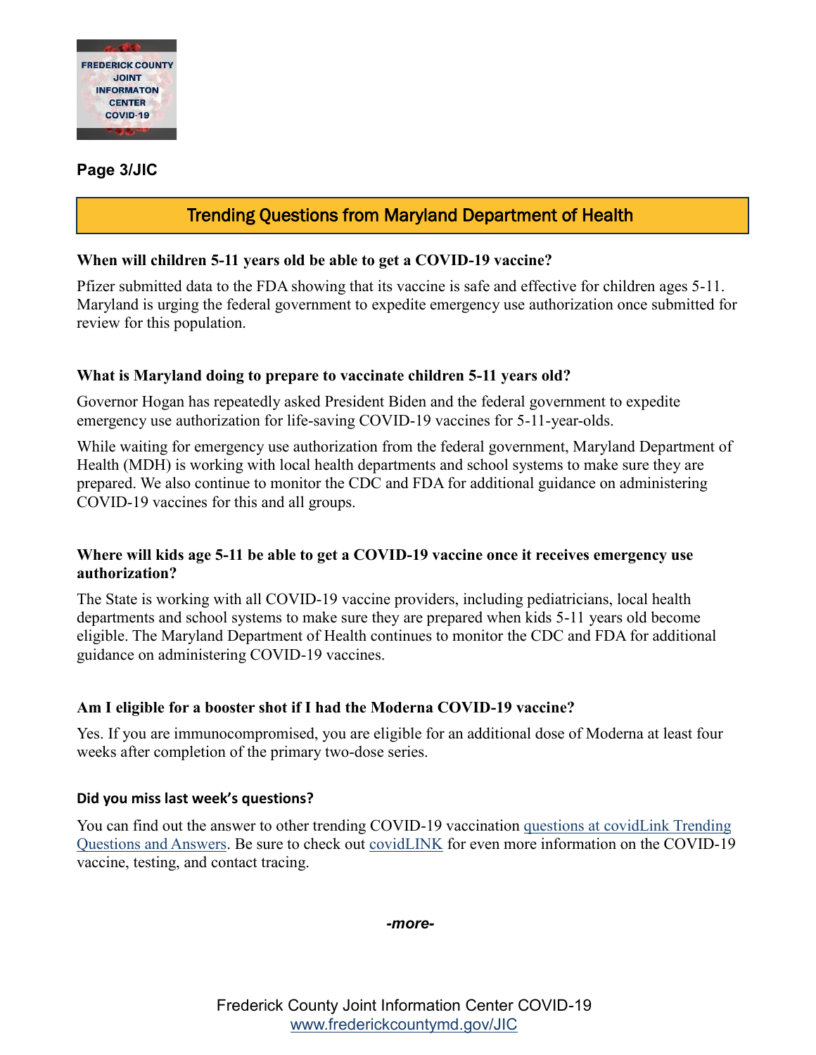Page 3/JIC

## Trending Questions from Maryland Department of Health

**When will children 5-11 years old be able to get a COVID-19 vaccine?**

Pfizer submitted data to the FDA showing that its vaccine is safe and effective for children ages 5-11. Maryland is urging the federal government to expedite emergency use authorization once submitted for review for this population.

**What is Maryland doing to prepare to vaccinate children 5-11 years old?**

Governor Hogan has repeatedly asked President Biden and the federal government to expedite emergency use authorization for life-saving COVID-19 vaccines for 5-11-year-olds.

While waiting for emergency use authorization from the federal government, Maryland Department of Health (MDH) is working with local health departments and school systems to make sure they are prepared. We also continue to monitor the CDC and FDA for additional guidance on administering COVID-19 vaccines for this and all groups.

**Where will kids age 5-11 be able to get a COVID-19 vaccine once it receives emergency use authorization?**

The State is working with all COVID-19 vaccine providers, including pediatricians, local health departments and school systems to make sure they are prepared when kids 5-11 years old become eligible. The Maryland Department of Health continues to monitor the CDC and FDA for additional guidance on administering COVID-19 vaccines.

**Am I eligible for a booster shot if I had the Moderna COVID-19 vaccine?**

Yes. If you are immunocompromised, you are eligible for an additional dose of Moderna at least four weeks after completion of the primary two-dose series.

**Did you miss last week's questions?**

You can find out the answer to other trending COVID-19 vaccination questions at covidLink Trending Questions and Answers. Be sure to check out covidLINK for even more information on the COVID-19 vaccine, testing, and contact tracing.

*-more-*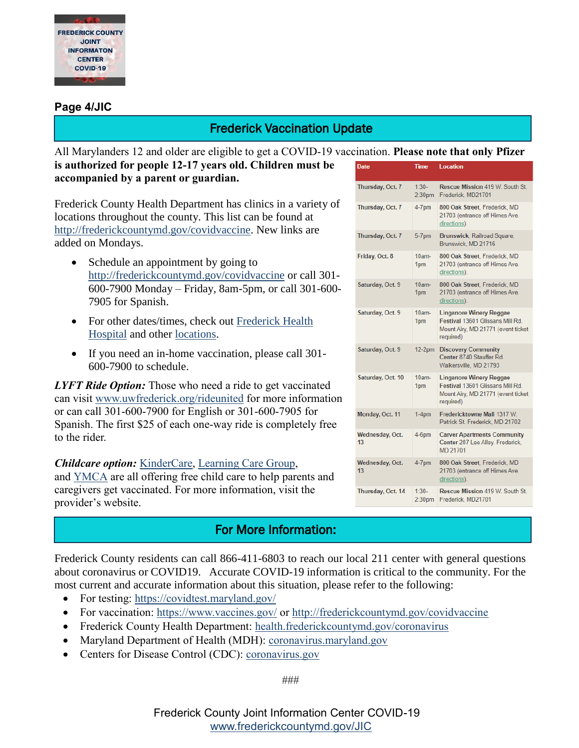**Page 4/JIC**

## Frederick Vaccination Update

All Marylanders 12 and older are eligible to get a COVID-19 vaccination. **Please note that only Pfizer is authorized for people 12-17 years old. Children must be accompanied by a parent or guardian.**

Frederick County Health Department has clinics in a variety of locations throughout the county. This list can be found at http://frederickcountymd.gov/covidvaccine. New links are added on Mondays.

- Schedule an appointment by going to http://frederickcountymd.gov/covidvaccine or call 301-600-7900 Monday – Friday, 8am-5pm, or call 301-600-7905 for Spanish.
- For other dates/times, check out Frederick Health Hospital and other locations.
- If you need an in-home vaccination, please call 301-600-7900 to schedule.

***LYFT Ride Option:*** Those who need a ride to get vaccinated can visit www.uwfrederick.org/rideunited for more information or can call 301-600-7900 for English or 301-600-7905 for Spanish. The first $25 of each one-way ride is completely free to the rider.

***Childcare option:*** KinderCare, Learning Care Group, and YMCA are all offering free child care to help parents and caregivers get vaccinated. For more information, visit the provider's website.

| Date | Time | Location |
|---|---|---|
| Thursday, Oct. 7 | 1:30-2:30pm | **Rescue Mission** 419 W. South St. Frederick, MD21701 |
| Thursday, Oct. 7 | 4-7pm | **800 Oak Street**, Frederick, MD 21703 (entrance off Himes Ave. directions) |
| Thursday, Oct. 7 | 5-7pm | **Brunswick**, Railroad Square, Brunswick, MD 21716 |
| Friday, Oct. 8 | 10am-1pm | **800 Oak Street**, Frederick, MD 21703 (entrance off Himes Ave. directions). |
| Saturday, Oct. 9 | 10am-1pm | **800 Oak Street**, Frederick, MD 21703 (entrance off Himes Ave. directions). |
| Saturday, Oct. 9 | 10am-1pm | **Linganore Winery Reggae Festival** 13601 Glissans Mill Rd. Mount Airy, MD 21771 (event ticket required) |
| Saturday, Oct. 9 | 12-2pm | **Discovery Community Center** 8740 Stauffer Rd. Walkersville, MD 21793 |
| Saturday, Oct. 10 | 10am-1pm | **Linganore Winery Reggae Festival** 13601 Glissans Mill Rd. Mount Airy, MD 21771 (event ticket required) |
| Monday, Oct. 11 | 1-4pm | **Fredericktowne Mall** 1317 W. Patrick St. Frederick, MD 21702 |
| Wednesday, Oct. 13 | 4-6pm | **Carver Apartments Community Center** 207 Lee Alley. Frederick, MD 21701 |
| Wednesday, Oct. 13 | 4-7pm | **800 Oak Street**, Frederick, MD 21703 (entrance off Himes Ave. directions). |
| Thursday, Oct. 14 | 1:30-2:30pm | **Rescue Mission** 419 W. South St. Frederick, MD21701 |

## For More Information:

Frederick County residents can call 866-411-6803 to reach our local 211 center with general questions about coronavirus or COVID19. Accurate COVID-19 information is critical to the community. For the most current and accurate information about this situation, please refer to the following:

- For testing: https://covidtest.maryland.gov/
- For vaccination: https://www.vaccines.gov/ or http://frederickcountymd.gov/covidvaccine
- Frederick County Health Department: health.frederickcountymd.gov/coronavirus
- Maryland Department of Health (MDH): coronavirus.maryland.gov
- Centers for Disease Control (CDC): coronavirus.gov

###